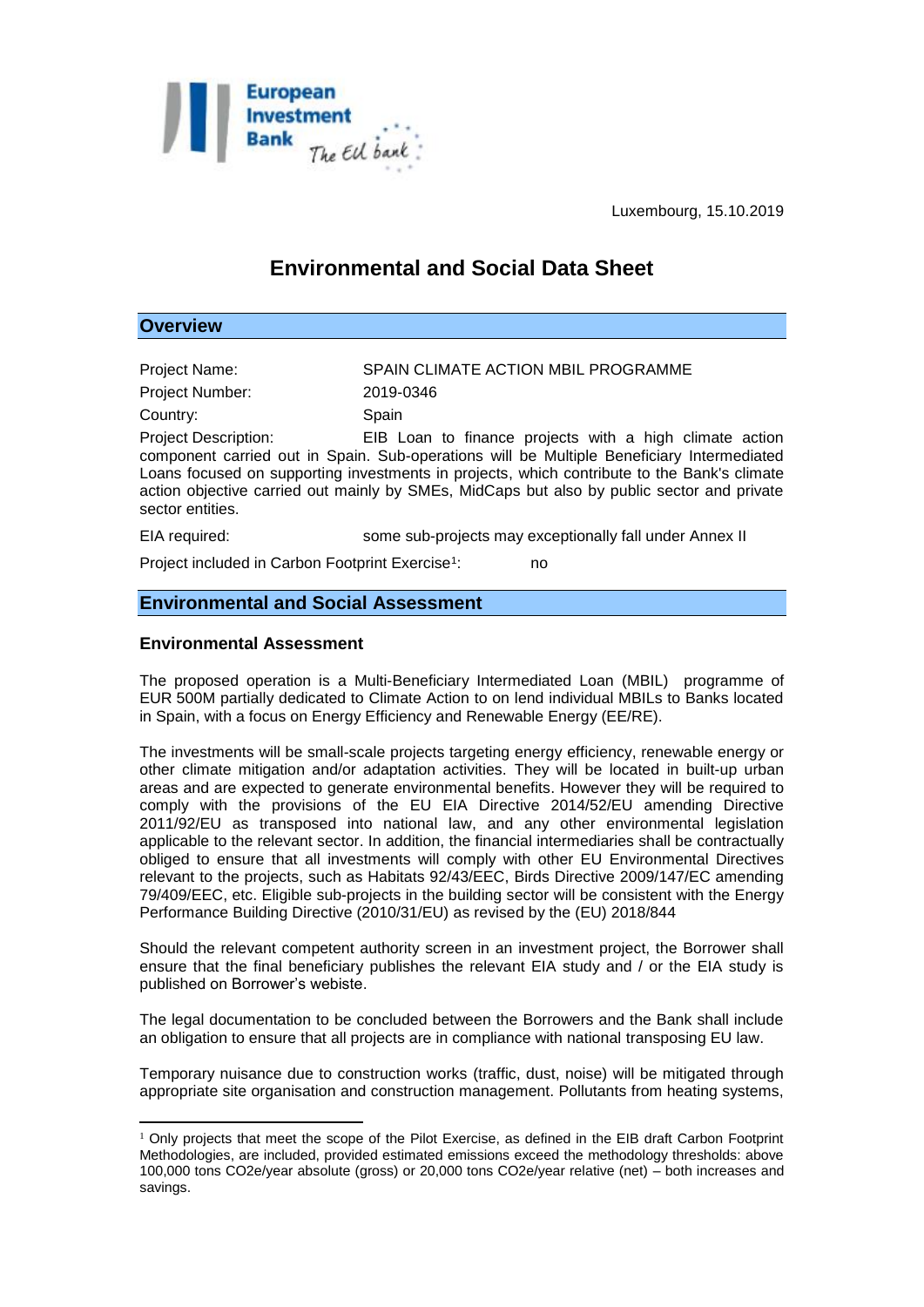European Investment Bank The EU bank

Luxembourg, 15.10.2019

# Environmental and Social Data Sheet

## Overview

Project Name: SPAIN CLIMATE ACTION MBIL PROGRAMME

Project Number: 2019-0346

Country: Spain

Project Description: EIB Loan to finance projects with a high climate action component carried out in Spain. Sub-operations will be Multiple Beneficiary Intermediated Loans focused on supporting investments in projects, which contribute to the Bank's climate action objective carried out mainly by SMEs, MidCaps but also by public sector and private sector entities.

EIA required: some sub-projects may exceptionally fall under Annex II

Project included in Carbon Footprint Exercise[1]: no

## Environmental and Social Assessment

### Environmental Assessment

The proposed operation is a Multi-Beneficiary Intermediated Loan (MBIL) programme of EUR 500M partially dedicated to Climate Action to on lend individual MBILs to Banks located in Spain, with a focus on Energy Efficiency and Renewable Energy (EE/RE).

The investments will be small-scale projects targeting energy efficiency, renewable energy or other climate mitigation and/or adaptation activities. They will be located in built-up urban areas and are expected to generate environmental benefits. However they will be required to comply with the provisions of the EU EIA Directive 2014/52/EU amending Directive 2011/92/EU as transposed into national law, and any other environmental legislation applicable to the relevant sector. In addition, the financial intermediaries shall be contractually obliged to ensure that all investments will comply with other EU Environmental Directives relevant to the projects, such as Habitats 92/43/EEC, Birds Directive 2009/147/EC amending 79/409/EEC, etc. Eligible sub-projects in the building sector will be consistent with the Energy Performance Building Directive (2010/31/EU) as revised by the (EU) 2018/844

Should the relevant competent authority screen in an investment project, the Borrower shall ensure that the final beneficiary publishes the relevant EIA study and / or the EIA study is published on Borrower's webiste.

The legal documentation to be concluded between the Borrowers and the Bank shall include an obligation to ensure that all projects are in compliance with national transposing EU law.

Temporary nuisance due to construction works (traffic, dust, noise) will be mitigated through appropriate site organisation and construction management. Pollutants from heating systems,

---

[1] Only projects that meet the scope of the Pilot Exercise, as defined in the EIB draft Carbon Footprint Methodologies, are included, provided estimated emissions exceed the methodology thresholds: above 100,000 tons CO2e/year absolute (gross) or 20,000 tons CO2e/year relative (net) – both increases and savings.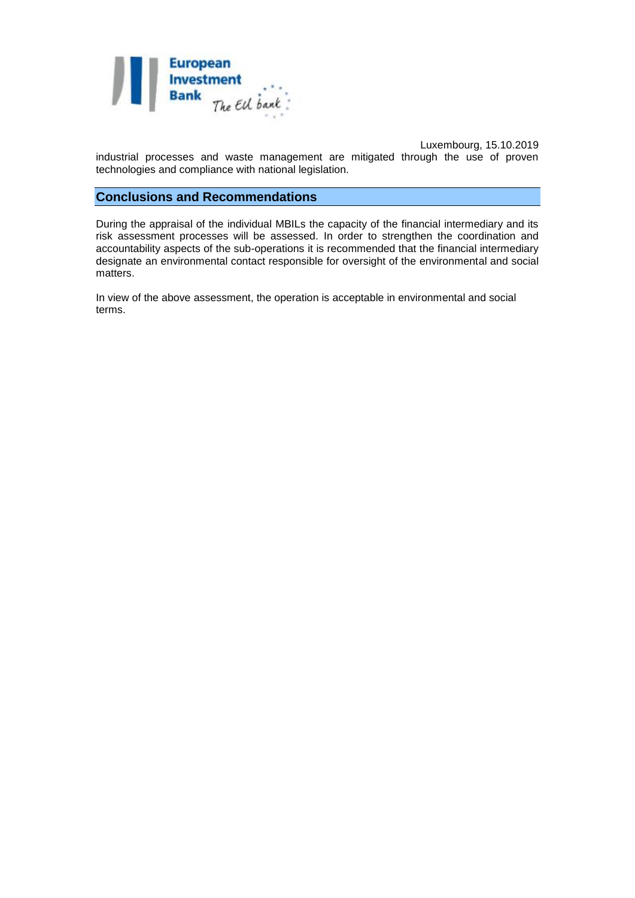industrial processes and waste management are mitigated through the use of proven technologies and compliance with national legislation.

## Conclusions and Recommendations

During the appraisal of the individual MBILs the capacity of the financial intermediary and its risk assessment processes will be assessed. In order to strengthen the coordination and accountability aspects of the sub-operations it is recommended that the financial intermediary designate an environmental contact responsible for oversight of the environmental and social matters.

In view of the above assessment, the operation is acceptable in environmental and social terms.